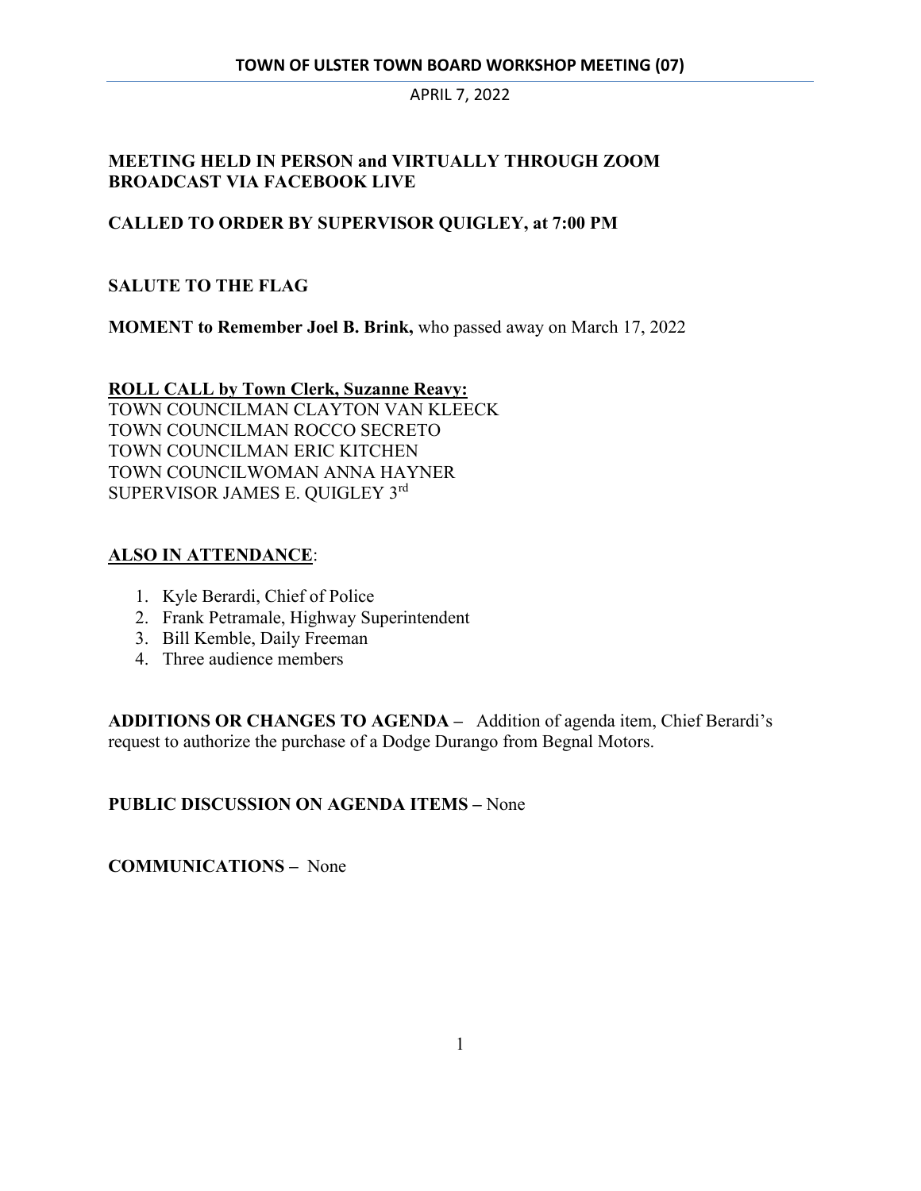# TOWN OF ULSTER TOWN BOARD WORKSHOP MEETING (07)

APRIL 7, 2022

**MEETING HELD IN PERSON and VIRTUALLY THROUGH ZOOM BROADCAST VIA FACEBOOK LIVE**

**CALLED TO ORDER BY SUPERVISOR QUIGLEY, at 7:00 PM**

**SALUTE TO THE FLAG**

**MOMENT to Remember Joel B. Brink,** who passed away on March 17, 2022

**ROLL CALL by Town Clerk, Suzanne Reavy:**
TOWN COUNCILMAN CLAYTON VAN KLEECK
TOWN COUNCILMAN ROCCO SECRETO
TOWN COUNCILMAN ERIC KITCHEN
TOWN COUNCILWOMAN ANNA HAYNER
SUPERVISOR JAMES E. QUIGLEY 3rd

**ALSO IN ATTENDANCE**:

1. Kyle Berardi, Chief of Police
2. Frank Petramale, Highway Superintendent
3. Bill Kemble, Daily Freeman
4. Three audience members

**ADDITIONS OR CHANGES TO AGENDA –** Addition of agenda item, Chief Berardi's request to authorize the purchase of a Dodge Durango from Begnal Motors.

**PUBLIC DISCUSSION ON AGENDA ITEMS –** None

**COMMUNICATIONS –** None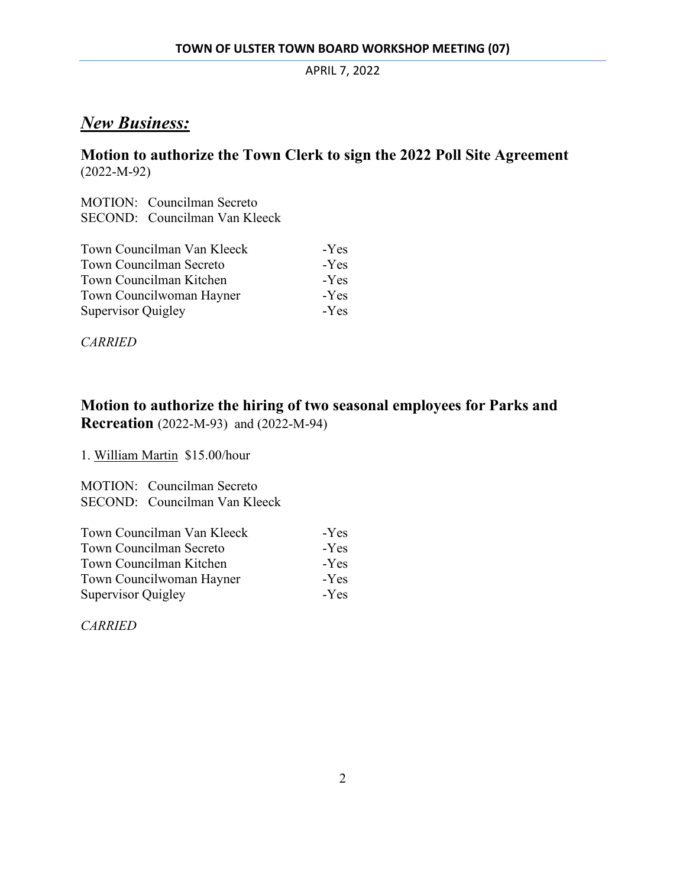## ***New Business:***

### Motion to authorize the Town Clerk to sign the 2022 Poll Site Agreement (2022-M-92)

MOTION: Councilman Secreto
SECOND: Councilman Van Kleeck

| | |
|---|---|
| Town Councilman Van Kleeck | -Yes |
| Town Councilman Secreto | -Yes |
| Town Councilman Kitchen | -Yes |
| Town Councilwoman Hayner | -Yes |
| Supervisor Quigley | -Yes |

*CARRIED*

### Motion to authorize the hiring of two seasonal employees for Parks and Recreation (2022-M-93) and (2022-M-94)

1. William Martin $15.00/hour

MOTION: Councilman Secreto
SECOND: Councilman Van Kleeck

| | |
|---|---|
| Town Councilman Van Kleeck | -Yes |
| Town Councilman Secreto | -Yes |
| Town Councilman Kitchen | -Yes |
| Town Councilwoman Hayner | -Yes |
| Supervisor Quigley | -Yes |

*CARRIED*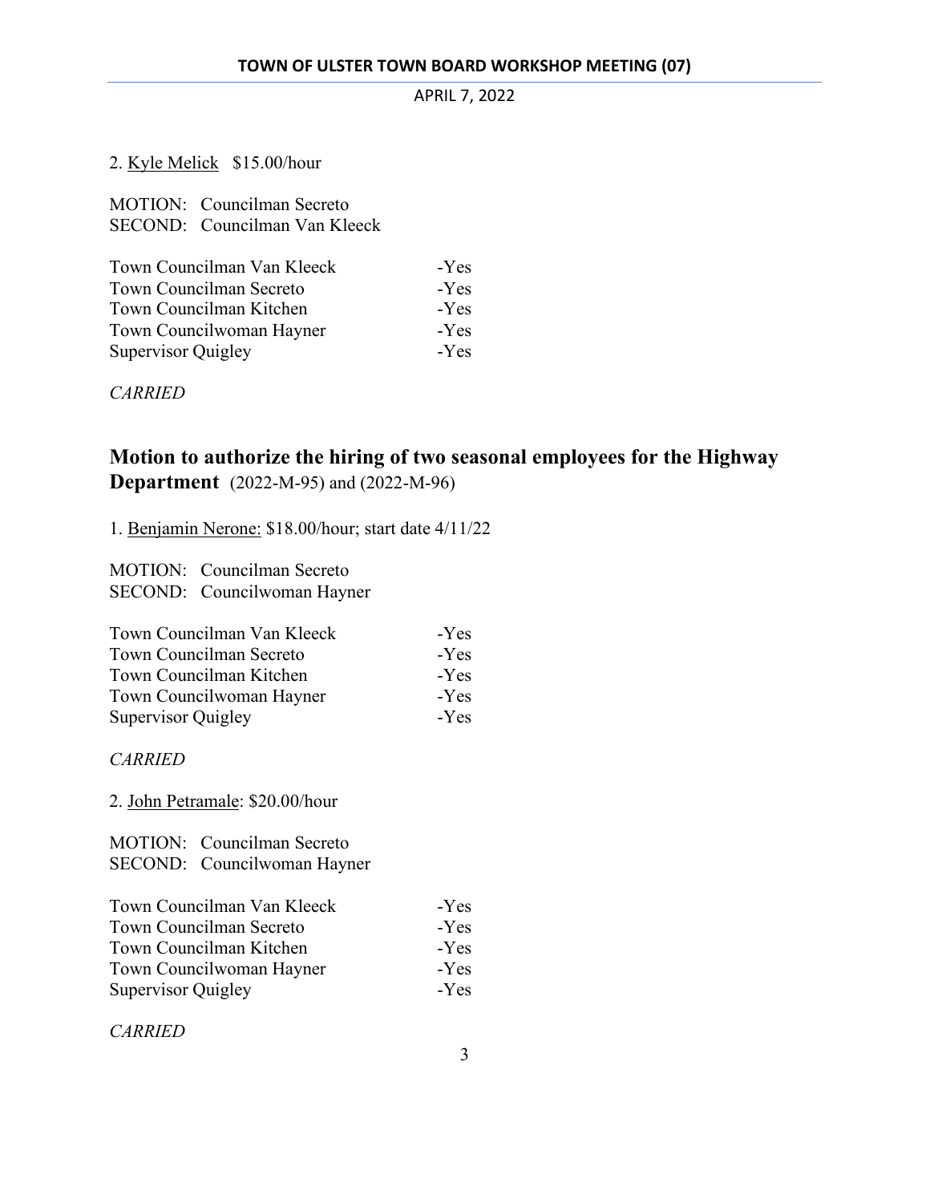2. Kyle Melick   $15.00/hour

MOTION: Councilman Secreto
SECOND: Councilman Van Kleeck

| | |
|---|---|
| Town Councilman Van Kleeck | -Yes |
| Town Councilman Secreto | -Yes |
| Town Councilman Kitchen | -Yes |
| Town Councilwoman Hayner | -Yes |
| Supervisor Quigley | -Yes |

*CARRIED*

## **Motion to authorize the hiring of two seasonal employees for the Highway Department** (2022-M-95) and (2022-M-96)

1. Benjamin Nerone: $18.00/hour; start date 4/11/22

MOTION: Councilman Secreto
SECOND: Councilwoman Hayner

| | |
|---|---|
| Town Councilman Van Kleeck | -Yes |
| Town Councilman Secreto | -Yes |
| Town Councilman Kitchen | -Yes |
| Town Councilwoman Hayner | -Yes |
| Supervisor Quigley | -Yes |

*CARRIED*

2. John Petramale: $20.00/hour

MOTION: Councilman Secreto
SECOND: Councilwoman Hayner

| | |
|---|---|
| Town Councilman Van Kleeck | -Yes |
| Town Councilman Secreto | -Yes |
| Town Councilman Kitchen | -Yes |
| Town Councilwoman Hayner | -Yes |
| Supervisor Quigley | -Yes |

*CARRIED*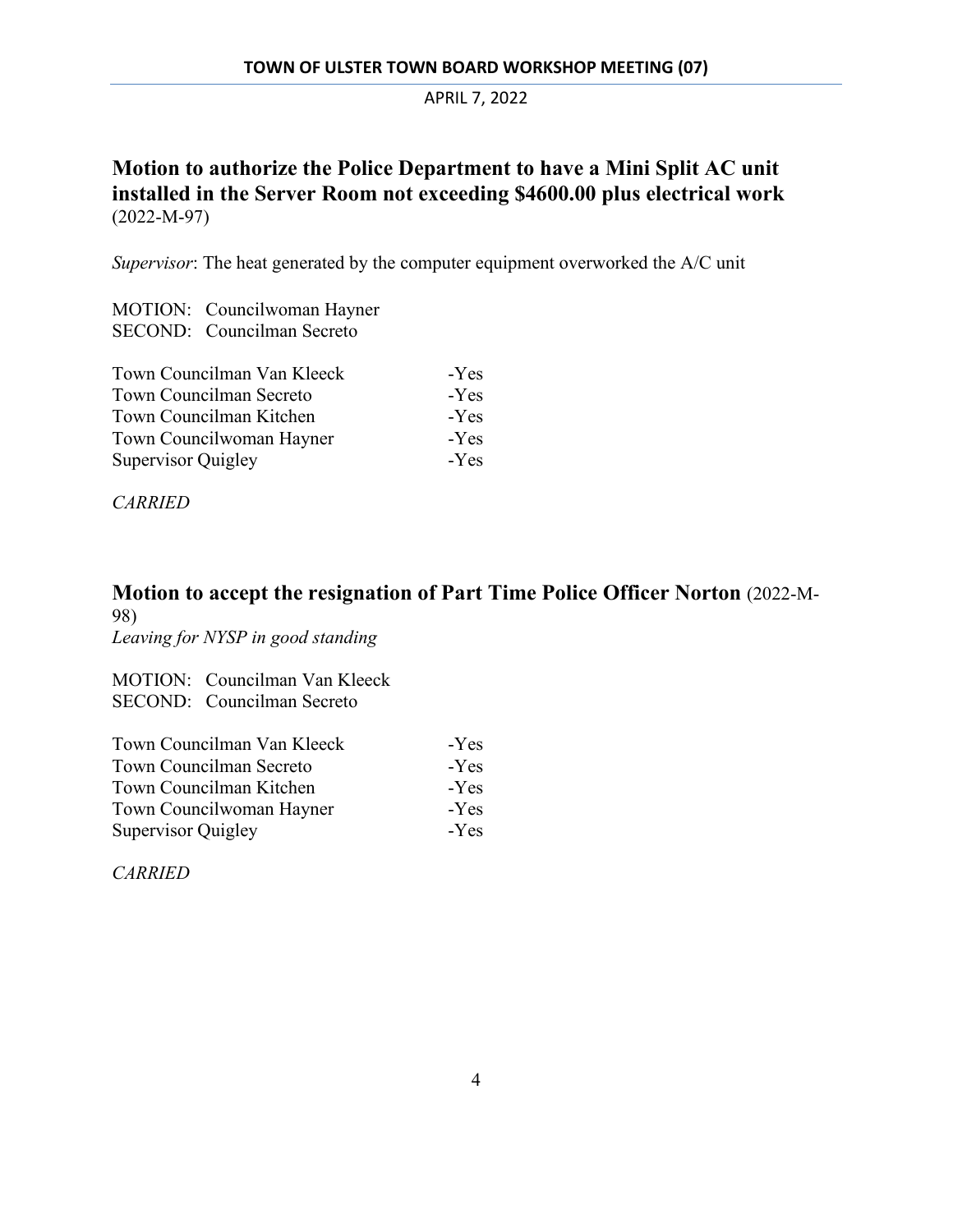## Motion to authorize the Police Department to have a Mini Split AC unit installed in the Server Room not exceeding $4600.00 plus electrical work (2022-M-97)

*Supervisor*: The heat generated by the computer equipment overworked the A/C unit

MOTION: Councilwoman Hayner
SECOND: Councilman Secreto

| | |
|---|---|
| Town Councilman Van Kleeck | -Yes |
| Town Councilman Secreto | -Yes |
| Town Councilman Kitchen | -Yes |
| Town Councilwoman Hayner | -Yes |
| Supervisor Quigley | -Yes |

*CARRIED*

## Motion to accept the resignation of Part Time Police Officer Norton (2022-M-98)

*Leaving for NYSP in good standing*

MOTION: Councilman Van Kleeck
SECOND: Councilman Secreto

| | |
|---|---|
| Town Councilman Van Kleeck | -Yes |
| Town Councilman Secreto | -Yes |
| Town Councilman Kitchen | -Yes |
| Town Councilwoman Hayner | -Yes |
| Supervisor Quigley | -Yes |

*CARRIED*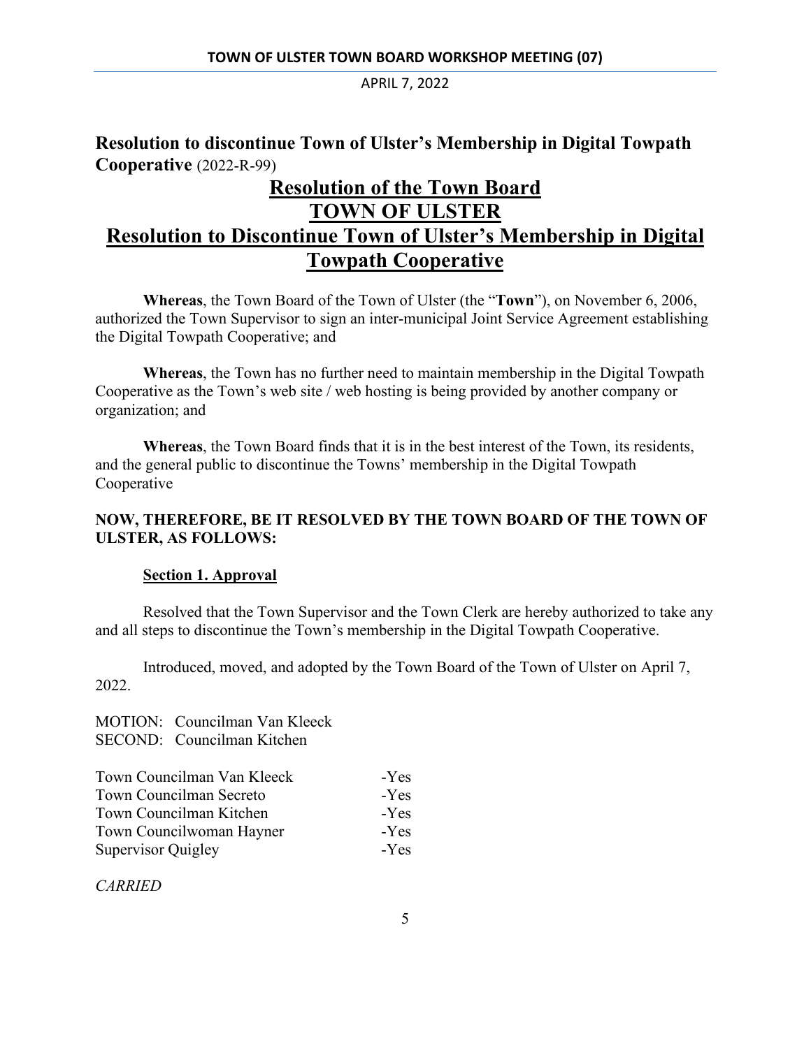**Resolution to discontinue Town of Ulster's Membership in Digital Towpath Cooperative** (2022-R-99)

# Resolution of the Town Board
# TOWN OF ULSTER
# Resolution to Discontinue Town of Ulster's Membership in Digital Towpath Cooperative

**Whereas**, the Town Board of the Town of Ulster (the "**Town**"), on November 6, 2006, authorized the Town Supervisor to sign an inter-municipal Joint Service Agreement establishing the Digital Towpath Cooperative; and

**Whereas**, the Town has no further need to maintain membership in the Digital Towpath Cooperative as the Town's web site / web hosting is being provided by another company or organization; and

**Whereas**, the Town Board finds that it is in the best interest of the Town, its residents, and the general public to discontinue the Towns' membership in the Digital Towpath Cooperative

**NOW, THEREFORE, BE IT RESOLVED BY THE TOWN BOARD OF THE TOWN OF ULSTER, AS FOLLOWS:**

**Section 1. Approval**

Resolved that the Town Supervisor and the Town Clerk are hereby authorized to take any and all steps to discontinue the Town's membership in the Digital Towpath Cooperative.

Introduced, moved, and adopted by the Town Board of the Town of Ulster on April 7, 2022.

MOTION: Councilman Van Kleeck
SECOND: Councilman Kitchen

| | |
|---|---|
| Town Councilman Van Kleeck | -Yes |
| Town Councilman Secreto | -Yes |
| Town Councilman Kitchen | -Yes |
| Town Councilwoman Hayner | -Yes |
| Supervisor Quigley | -Yes |

*CARRIED*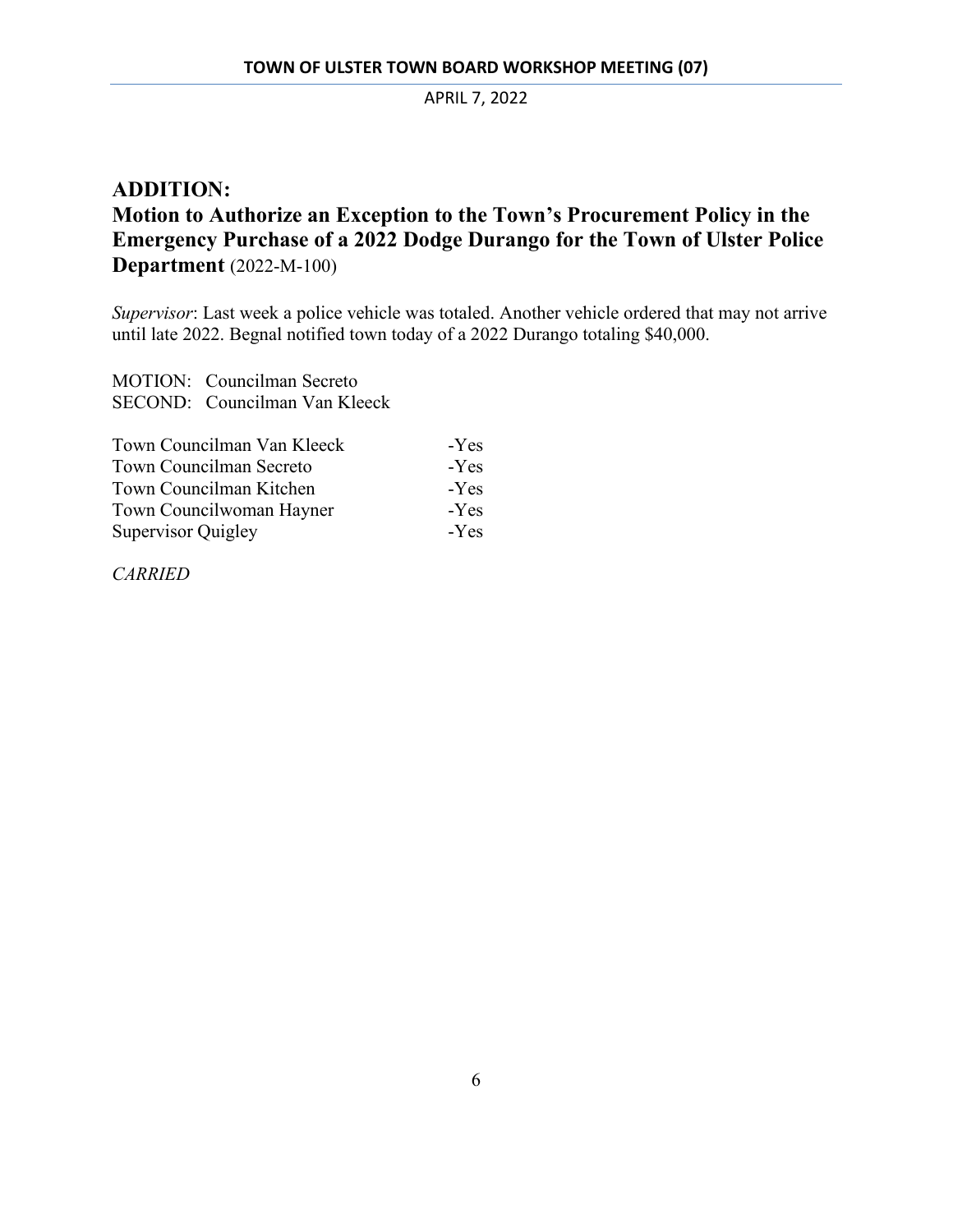## ADDITION:

## Motion to Authorize an Exception to the Town's Procurement Policy in the Emergency Purchase of a 2022 Dodge Durango for the Town of Ulster Police Department (2022-M-100)

*Supervisor*: Last week a police vehicle was totaled. Another vehicle ordered that may not arrive until late 2022. Begnal notified town today of a 2022 Durango totaling $40,000.

MOTION: Councilman Secreto
SECOND: Councilman Van Kleeck

| | |
|---|---|
| Town Councilman Van Kleeck | -Yes |
| Town Councilman Secreto | -Yes |
| Town Councilman Kitchen | -Yes |
| Town Councilwoman Hayner | -Yes |
| Supervisor Quigley | -Yes |

*CARRIED*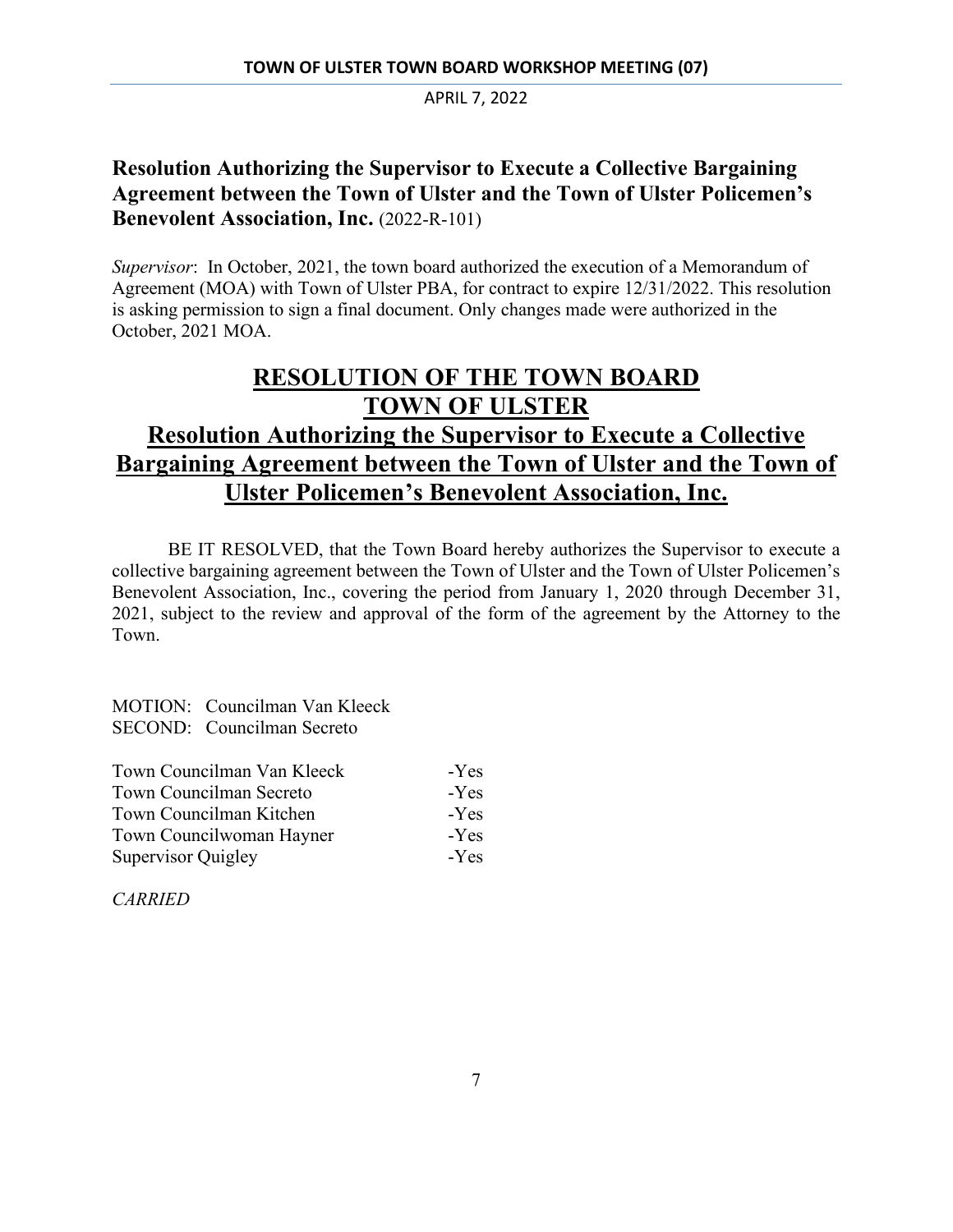**Resolution Authorizing the Supervisor to Execute a Collective Bargaining Agreement between the Town of Ulster and the Town of Ulster Policemen's Benevolent Association, Inc.** (2022-R-101)

*Supervisor*: In October, 2021, the town board authorized the execution of a Memorandum of Agreement (MOA) with Town of Ulster PBA, for contract to expire 12/31/2022. This resolution is asking permission to sign a final document. Only changes made were authorized in the October, 2021 MOA.

# RESOLUTION OF THE TOWN BOARD TOWN OF ULSTER

## Resolution Authorizing the Supervisor to Execute a Collective Bargaining Agreement between the Town of Ulster and the Town of Ulster Policemen's Benevolent Association, Inc.

BE IT RESOLVED, that the Town Board hereby authorizes the Supervisor to execute a collective bargaining agreement between the Town of Ulster and the Town of Ulster Policemen's Benevolent Association, Inc., covering the period from January 1, 2020 through December 31, 2021, subject to the review and approval of the form of the agreement by the Attorney to the Town.

MOTION: Councilman Van Kleeck
SECOND: Councilman Secreto

| | |
|---|---|
| Town Councilman Van Kleeck | -Yes |
| Town Councilman Secreto | -Yes |
| Town Councilman Kitchen | -Yes |
| Town Councilwoman Hayner | -Yes |
| Supervisor Quigley | -Yes |

*CARRIED*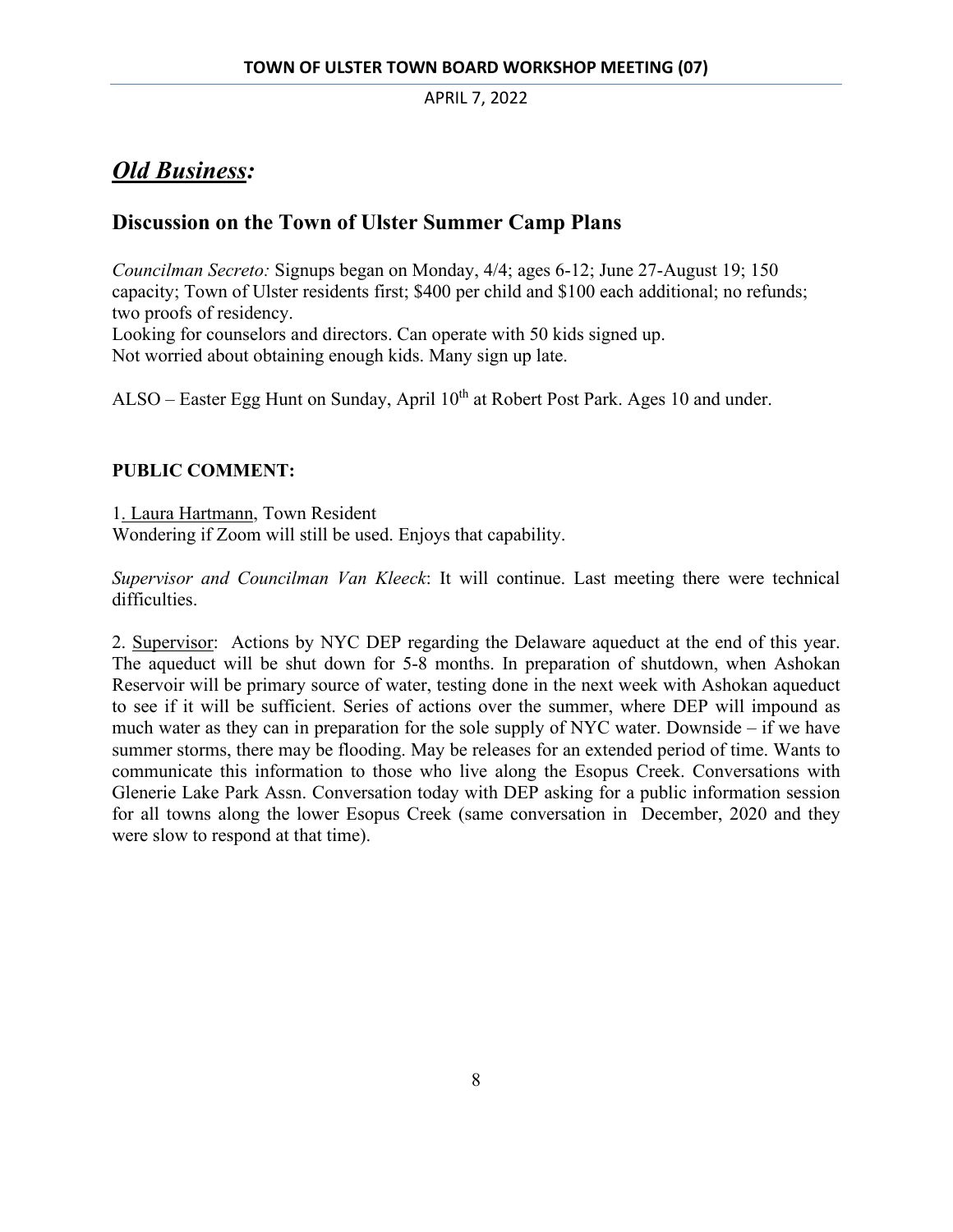## *Old Business:*

### Discussion on the Town of Ulster Summer Camp Plans

*Councilman Secreto:* Signups began on Monday, 4/4; ages 6-12; June 27-August 19; 150 capacity; Town of Ulster residents first; $400 per child and $100 each additional; no refunds; two proofs of residency.
Looking for counselors and directors. Can operate with 50 kids signed up.
Not worried about obtaining enough kids. Many sign up late.

ALSO – Easter Egg Hunt on Sunday, April 10th at Robert Post Park. Ages 10 and under.

**PUBLIC COMMENT:**

1. Laura Hartmann, Town Resident
Wondering if Zoom will still be used. Enjoys that capability.

*Supervisor and Councilman Van Kleeck*: It will continue. Last meeting there were technical difficulties.

2. Supervisor: Actions by NYC DEP regarding the Delaware aqueduct at the end of this year. The aqueduct will be shut down for 5-8 months. In preparation of shutdown, when Ashokan Reservoir will be primary source of water, testing done in the next week with Ashokan aqueduct to see if it will be sufficient. Series of actions over the summer, where DEP will impound as much water as they can in preparation for the sole supply of NYC water. Downside – if we have summer storms, there may be flooding. May be releases for an extended period of time. Wants to communicate this information to those who live along the Esopus Creek. Conversations with Glenerie Lake Park Assn. Conversation today with DEP asking for a public information session for all towns along the lower Esopus Creek (same conversation in December, 2020 and they were slow to respond at that time).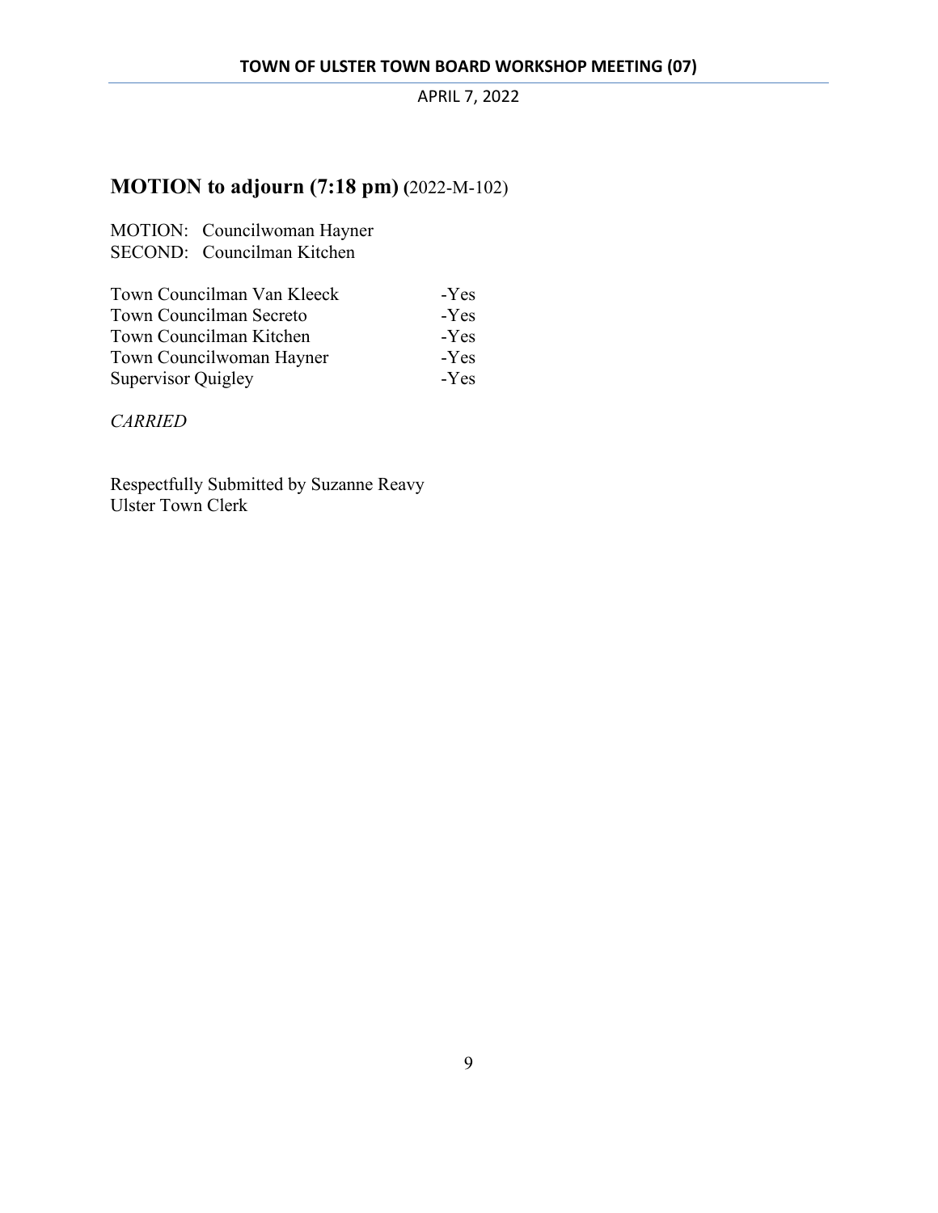## MOTION to adjourn (7:18 pm) (2022-M-102)

MOTION: Councilwoman Hayner
SECOND: Councilman Kitchen

| | |
|---|---|
| Town Councilman Van Kleeck | -Yes |
| Town Councilman Secreto | -Yes |
| Town Councilman Kitchen | -Yes |
| Town Councilwoman Hayner | -Yes |
| Supervisor Quigley | -Yes |

*CARRIED*

Respectfully Submitted by Suzanne Reavy
Ulster Town Clerk